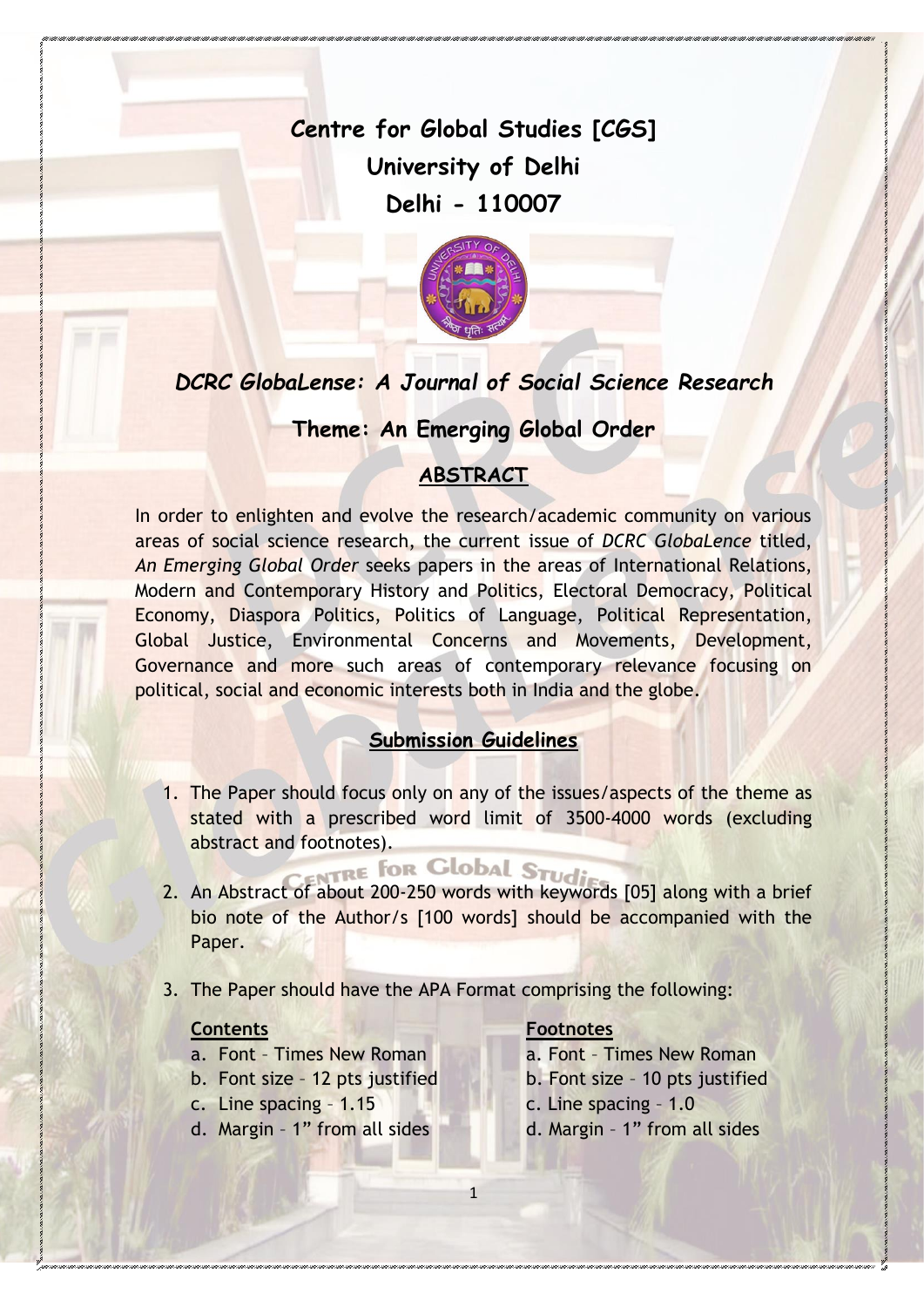# Centre for Global Studies [CGS]
# University of Delhi
# Delhi - 110007

## *DCRC GlobaLense: A Journal of Social Science Research*

## Theme: An Emerging Global Order

### ABSTRACT

In order to enlighten and evolve the research/academic community on various areas of social science research, the current issue of *DCRC GlobaLence* titled, *An Emerging Global Order* seeks papers in the areas of International Relations, Modern and Contemporary History and Politics, Electoral Democracy, Political Economy, Diaspora Politics, Politics of Language, Political Representation, Global Justice, Environmental Concerns and Movements, Development, Governance and more such areas of contemporary relevance focusing on political, social and economic interests both in India and the globe.

### Submission Guidelines

1. The Paper should focus only on any of the issues/aspects of the theme as stated with a prescribed word limit of 3500-4000 words (excluding abstract and footnotes).

2. An Abstract of about 200-250 words with keywords [05] along with a brief bio note of the Author/s [100 words] should be accompanied with the Paper.

3. The Paper should have the APA Format comprising the following:

**Contents**

a. Font – Times New Roman
b. Font size – 12 pts justified
c. Line spacing – 1.15
d. Margin – 1" from all sides

**Footnotes**

a. Font – Times New Roman
b. Font size – 10 pts justified
c. Line spacing – 1.0
d. Margin – 1" from all sides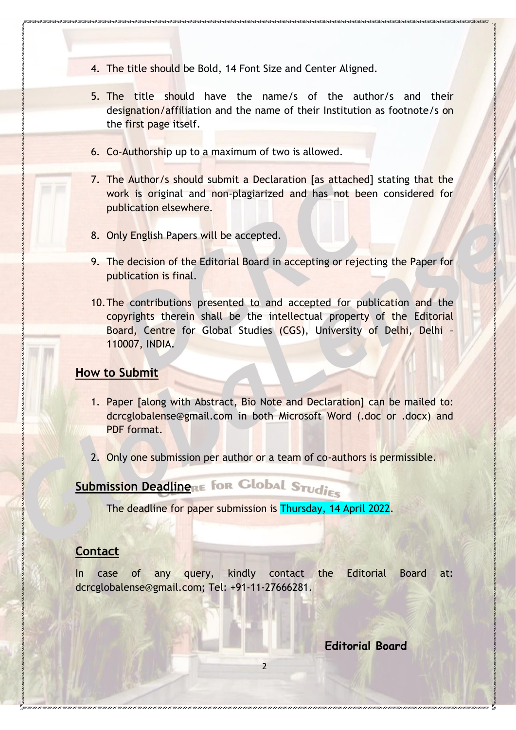4. The title should be Bold, 14 Font Size and Center Aligned.

5. The title should have the name/s of the author/s and their designation/affiliation and the name of their Institution as footnote/s on the first page itself.

6. Co-Authorship up to a maximum of two is allowed.

7. The Author/s should submit a Declaration [as attached] stating that the work is original and non-plagiarized and has not been considered for publication elsewhere.

8. Only English Papers will be accepted.

9. The decision of the Editorial Board in accepting or rejecting the Paper for publication is final.

10. The contributions presented to and accepted for publication and the copyrights therein shall be the intellectual property of the Editorial Board, Centre for Global Studies (CGS), University of Delhi, Delhi – 110007, INDIA.

## How to Submit

1. Paper [along with Abstract, Bio Note and Declaration] can be mailed to: dcrcglobalense@gmail.com in both Microsoft Word (.doc or .docx) and PDF format.

2. Only one submission per author or a team of co-authors is permissible.

## Submission Deadline

The deadline for paper submission is Thursday, 14 April 2022.

## Contact

In case of any query, kindly contact the Editorial Board at: dcrcglobalense@gmail.com; Tel: +91-11-27666281.

**Editorial Board**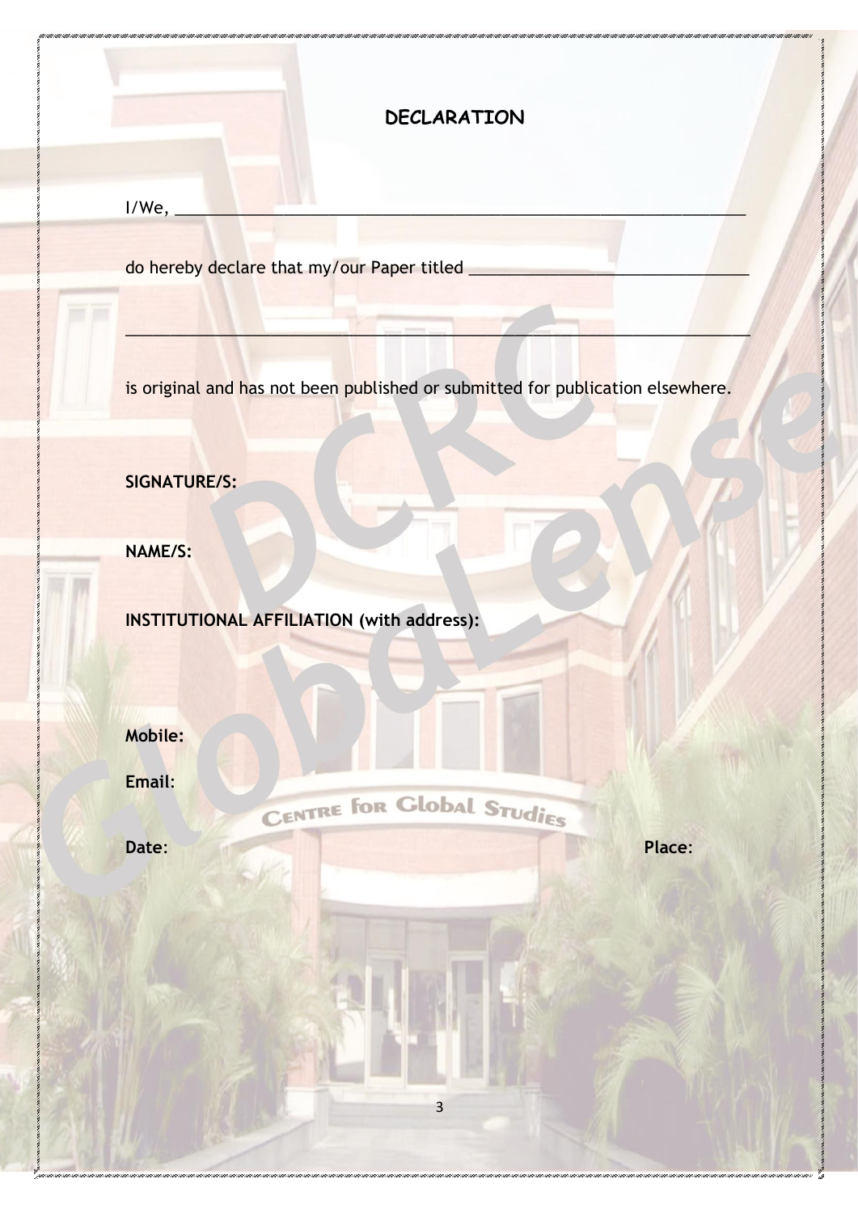# DECLARATION

I/We, ___________________________________________________________________

do hereby declare that my/our Paper titled _______________________________

_______________________________________________________________________

is original and has not been published or submitted for publication elsewhere.

**SIGNATURE/S:**

**NAME/S:**

**INSTITUTIONAL AFFILIATION (with address):**

**Mobile:**

**Email**:

**Date**: **Place**: